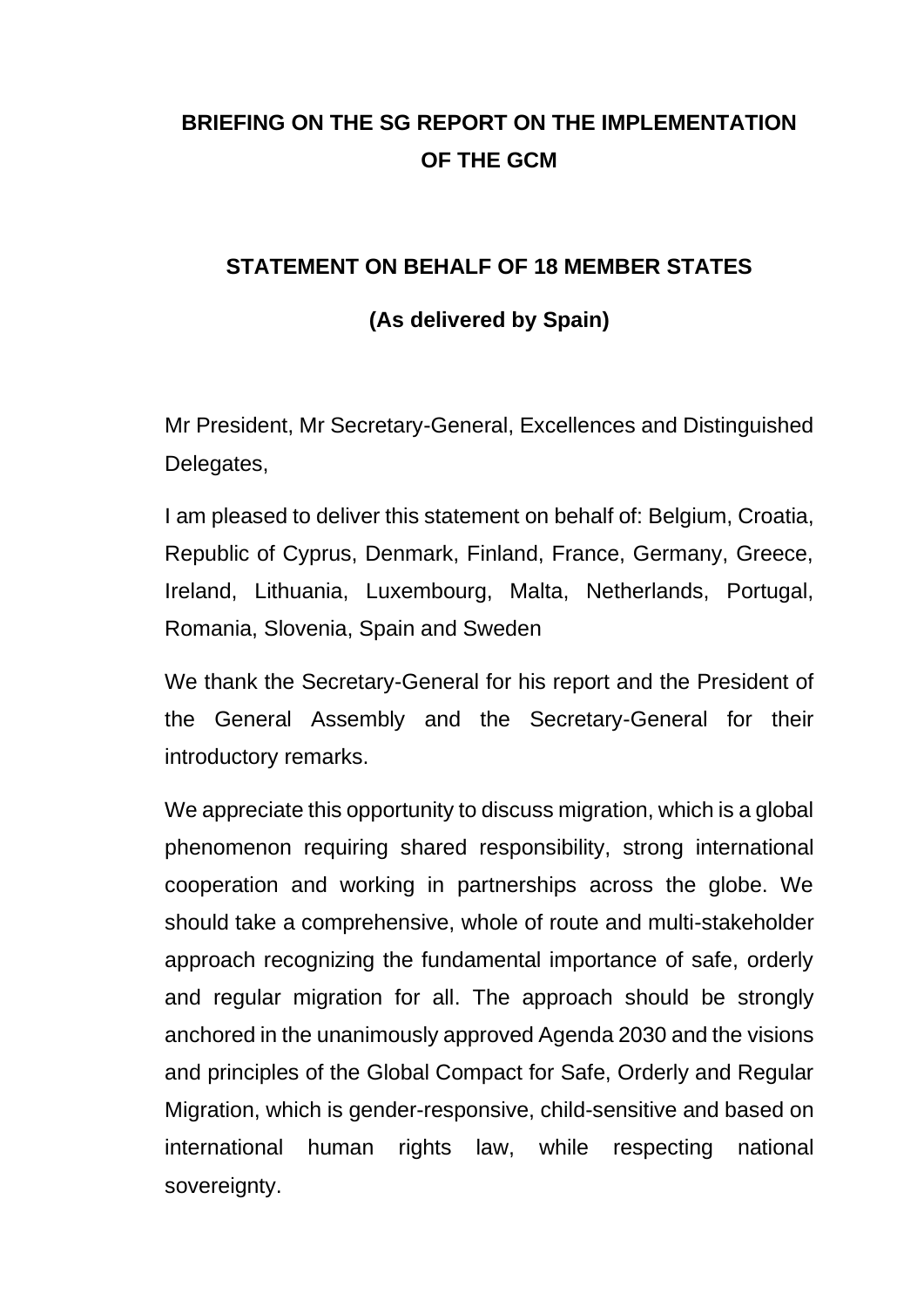# BRIEFING ON THE SG REPORT ON THE IMPLEMENTATION OF THE GCM

## STATEMENT ON BEHALF OF 18 MEMBER STATES

### (As delivered by Spain)

Mr President, Mr Secretary-General, Excellences and Distinguished Delegates,

I am pleased to deliver this statement on behalf of: Belgium, Croatia, Republic of Cyprus, Denmark, Finland, France, Germany, Greece, Ireland, Lithuania, Luxembourg, Malta, Netherlands, Portugal, Romania, Slovenia, Spain and Sweden

We thank the Secretary-General for his report and the President of the General Assembly and the Secretary-General for their introductory remarks.

We appreciate this opportunity to discuss migration, which is a global phenomenon requiring shared responsibility, strong international cooperation and working in partnerships across the globe. We should take a comprehensive, whole of route and multi-stakeholder approach recognizing the fundamental importance of safe, orderly and regular migration for all. The approach should be strongly anchored in the unanimously approved Agenda 2030 and the visions and principles of the Global Compact for Safe, Orderly and Regular Migration, which is gender-responsive, child-sensitive and based on international human rights law, while respecting national sovereignty.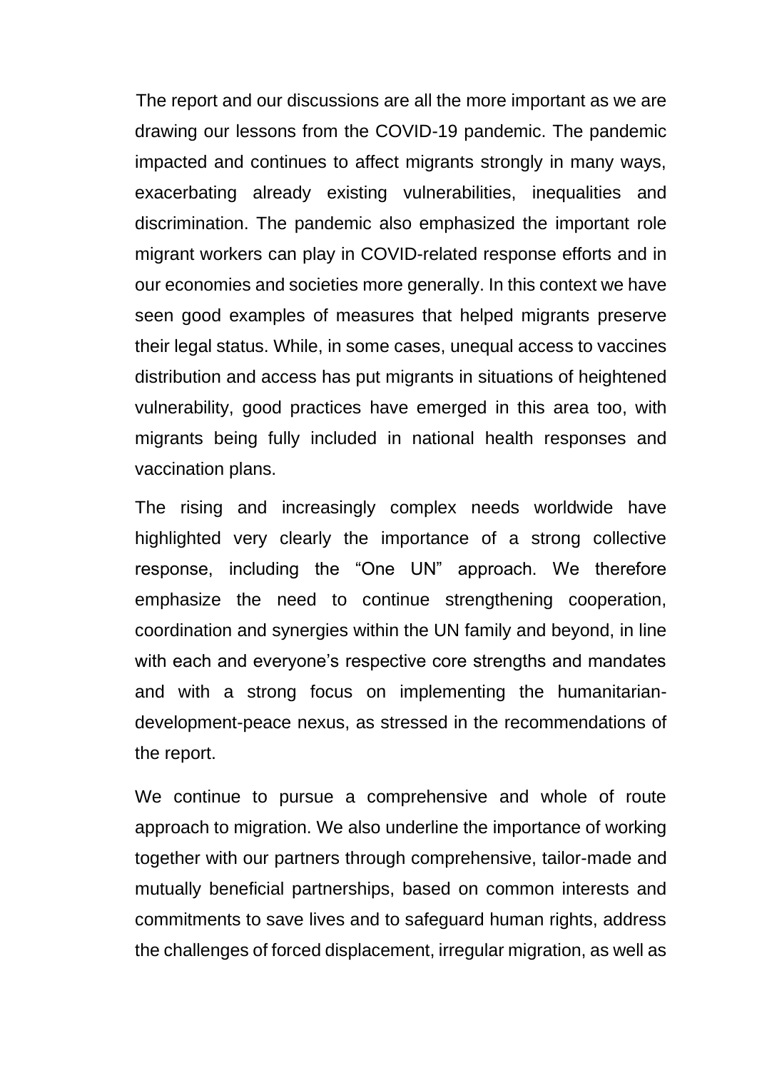The report and our discussions are all the more important as we are drawing our lessons from the COVID-19 pandemic. The pandemic impacted and continues to affect migrants strongly in many ways, exacerbating already existing vulnerabilities, inequalities and discrimination. The pandemic also emphasized the important role migrant workers can play in COVID-related response efforts and in our economies and societies more generally. In this context we have seen good examples of measures that helped migrants preserve their legal status. While, in some cases, unequal access to vaccines distribution and access has put migrants in situations of heightened vulnerability, good practices have emerged in this area too, with migrants being fully included in national health responses and vaccination plans.

The rising and increasingly complex needs worldwide have highlighted very clearly the importance of a strong collective response, including the "One UN" approach. We therefore emphasize the need to continue strengthening cooperation, coordination and synergies within the UN family and beyond, in line with each and everyone's respective core strengths and mandates and with a strong focus on implementing the humanitarian-development-peace nexus, as stressed in the recommendations of the report.

We continue to pursue a comprehensive and whole of route approach to migration. We also underline the importance of working together with our partners through comprehensive, tailor-made and mutually beneficial partnerships, based on common interests and commitments to save lives and to safeguard human rights, address the challenges of forced displacement, irregular migration, as well as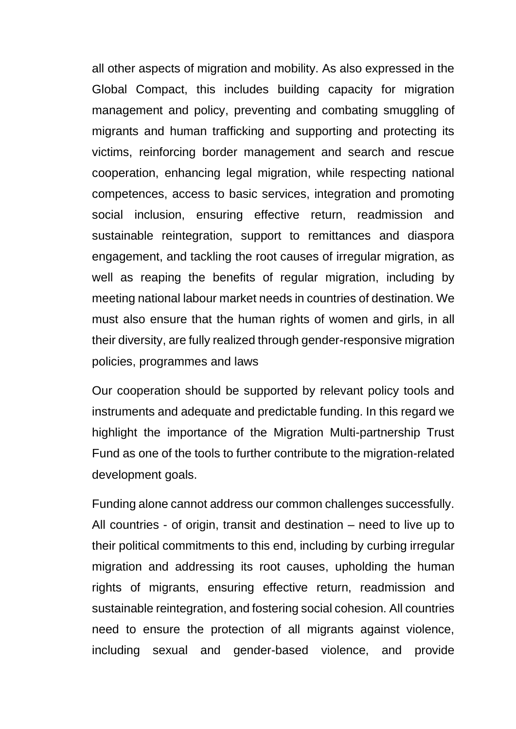all other aspects of migration and mobility. As also expressed in the Global Compact, this includes building capacity for migration management and policy, preventing and combating smuggling of migrants and human trafficking and supporting and protecting its victims, reinforcing border management and search and rescue cooperation, enhancing legal migration, while respecting national competences, access to basic services, integration and promoting social inclusion, ensuring effective return, readmission and sustainable reintegration, support to remittances and diaspora engagement, and tackling the root causes of irregular migration, as well as reaping the benefits of regular migration, including by meeting national labour market needs in countries of destination. We must also ensure that the human rights of women and girls, in all their diversity, are fully realized through gender-responsive migration policies, programmes and laws

Our cooperation should be supported by relevant policy tools and instruments and adequate and predictable funding. In this regard we highlight the importance of the Migration Multi-partnership Trust Fund as one of the tools to further contribute to the migration-related development goals.

Funding alone cannot address our common challenges successfully. All countries - of origin, transit and destination – need to live up to their political commitments to this end, including by curbing irregular migration and addressing its root causes, upholding the human rights of migrants, ensuring effective return, readmission and sustainable reintegration, and fostering social cohesion. All countries need to ensure the protection of all migrants against violence, including sexual and gender-based violence, and provide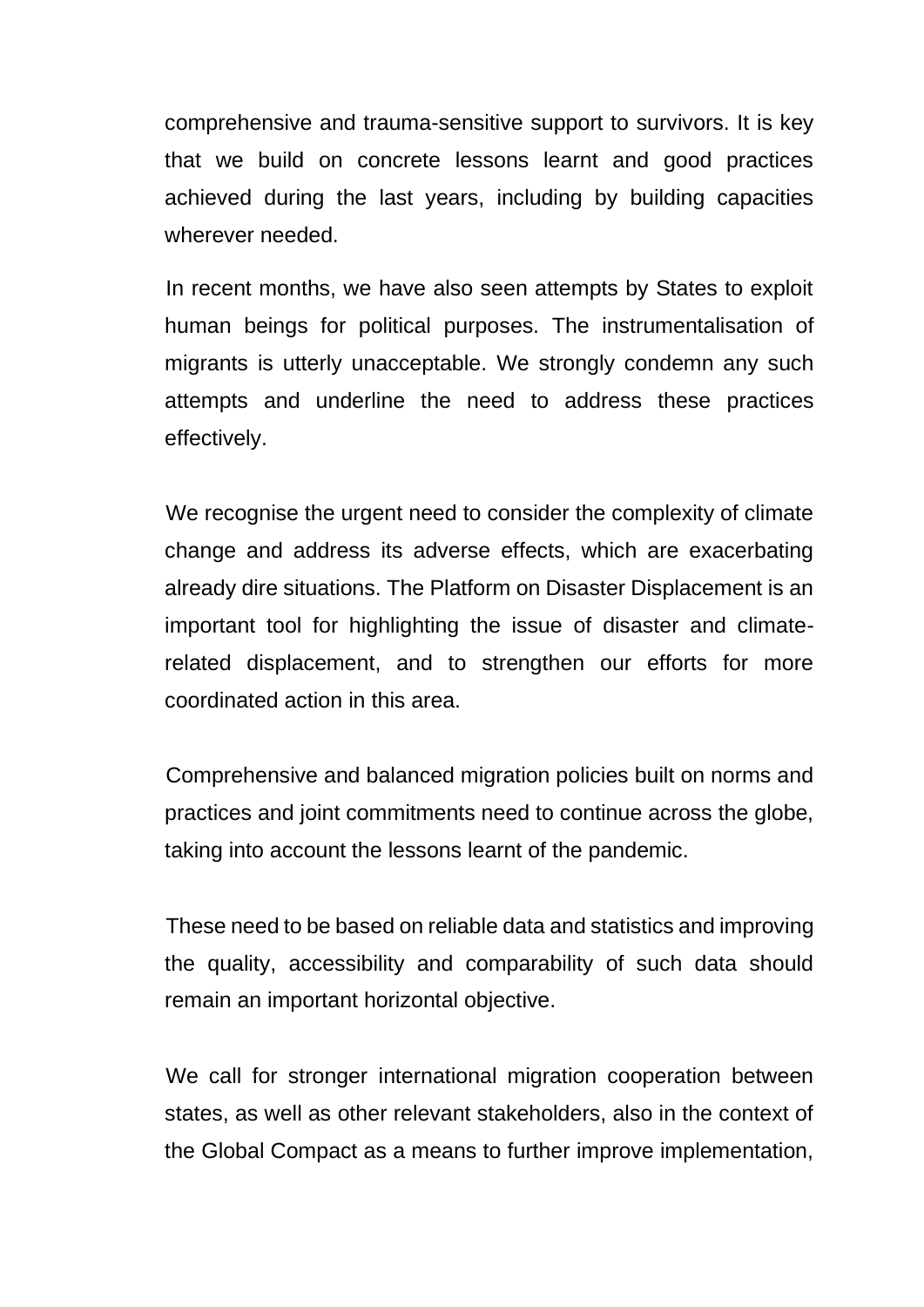comprehensive and trauma-sensitive support to survivors. It is key that we build on concrete lessons learnt and good practices achieved during the last years, including by building capacities wherever needed.

In recent months, we have also seen attempts by States to exploit human beings for political purposes. The instrumentalisation of migrants is utterly unacceptable. We strongly condemn any such attempts and underline the need to address these practices effectively.

We recognise the urgent need to consider the complexity of climate change and address its adverse effects, which are exacerbating already dire situations. The Platform on Disaster Displacement is an important tool for highlighting the issue of disaster and climate-related displacement, and to strengthen our efforts for more coordinated action in this area.

Comprehensive and balanced migration policies built on norms and practices and joint commitments need to continue across the globe, taking into account the lessons learnt of the pandemic.

These need to be based on reliable data and statistics and improving the quality, accessibility and comparability of such data should remain an important horizontal objective.

We call for stronger international migration cooperation between states, as well as other relevant stakeholders, also in the context of the Global Compact as a means to further improve implementation,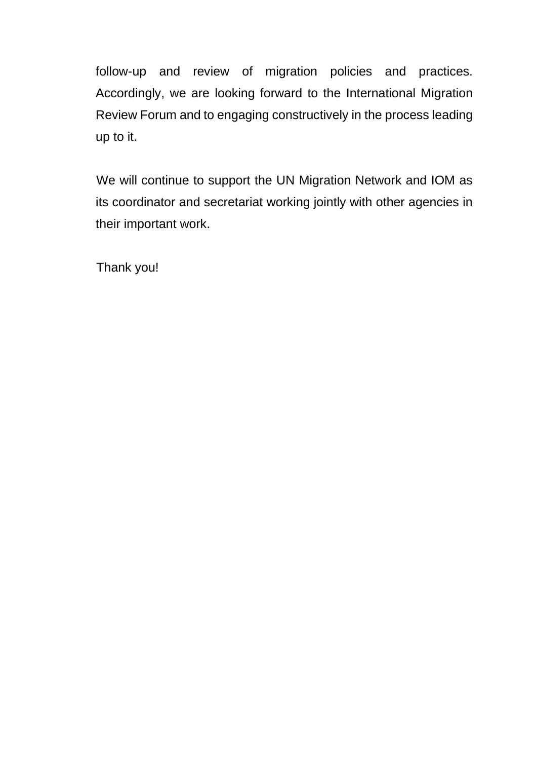follow-up and review of migration policies and practices. Accordingly, we are looking forward to the International Migration Review Forum and to engaging constructively in the process leading up to it.

We will continue to support the UN Migration Network and IOM as its coordinator and secretariat working jointly with other agencies in their important work.

Thank you!